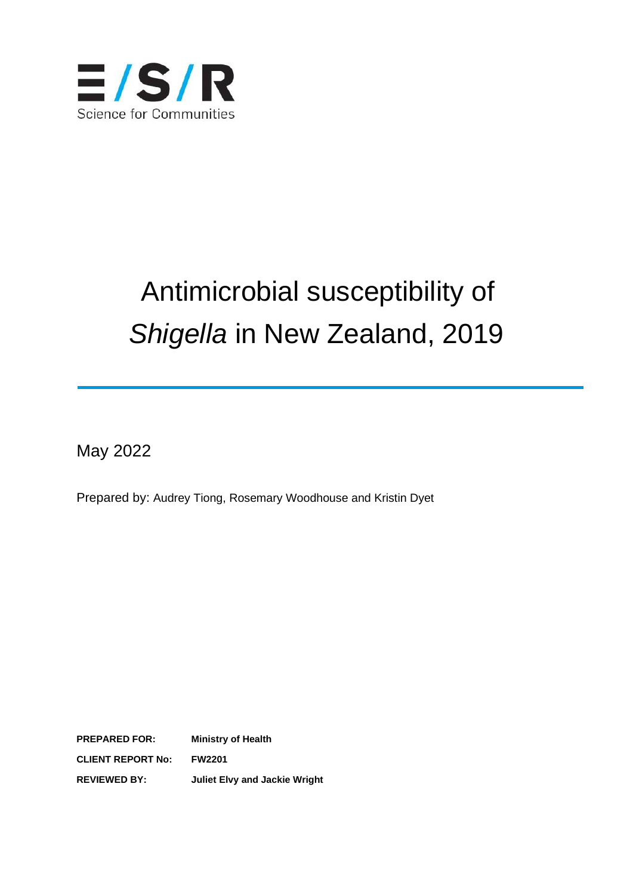ESR

Science for Communities

# Antimicrobial susceptibility of *Shigella* in New Zealand, 2019

May 2022

Prepared by: Audrey Tiong, Rosemary Woodhouse and Kristin Dyet

**PREPARED FOR:** **Ministry of Health**

**CLIENT REPORT No:** **FW2201**

**REVIEWED BY:** **Juliet Elvy and Jackie Wright**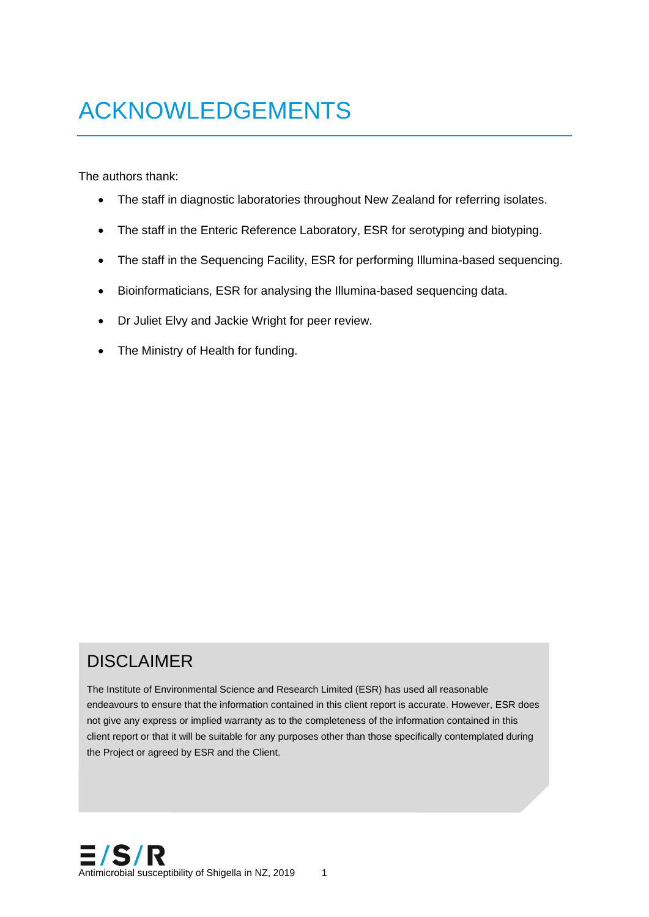# ACKNOWLEDGEMENTS

The authors thank:

- The staff in diagnostic laboratories throughout New Zealand for referring isolates.
- The staff in the Enteric Reference Laboratory, ESR for serotyping and biotyping.
- The staff in the Sequencing Facility, ESR for performing Illumina-based sequencing.
- Bioinformaticians, ESR for analysing the Illumina-based sequencing data.
- Dr Juliet Elvy and Jackie Wright for peer review.
- The Ministry of Health for funding.

## DISCLAIMER

The Institute of Environmental Science and Research Limited (ESR) has used all reasonable endeavours to ensure that the information contained in this client report is accurate. However, ESR does not give any express or implied warranty as to the completeness of the information contained in this client report or that it will be suitable for any purposes other than those specifically contemplated during the Project or agreed by ESR and the Client.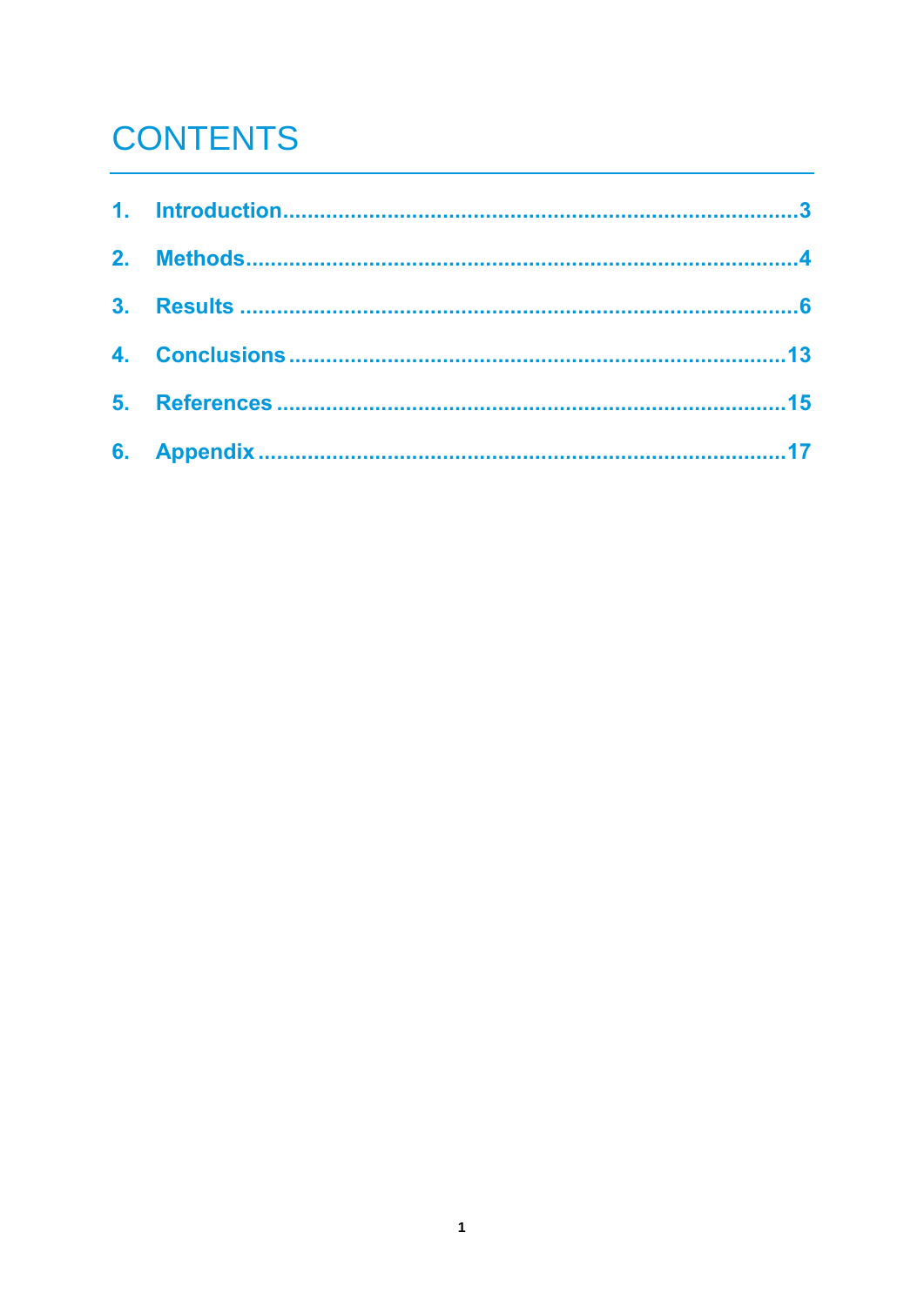# CONTENTS

1. **Introduction** ........................................................................ 3
2. **Methods** ............................................................................. 4
3. **Results** .............................................................................. 6
4. **Conclusions** ....................................................................... 13
5. **References** ......................................................................... 15
6. **Appendix** ........................................................................... 17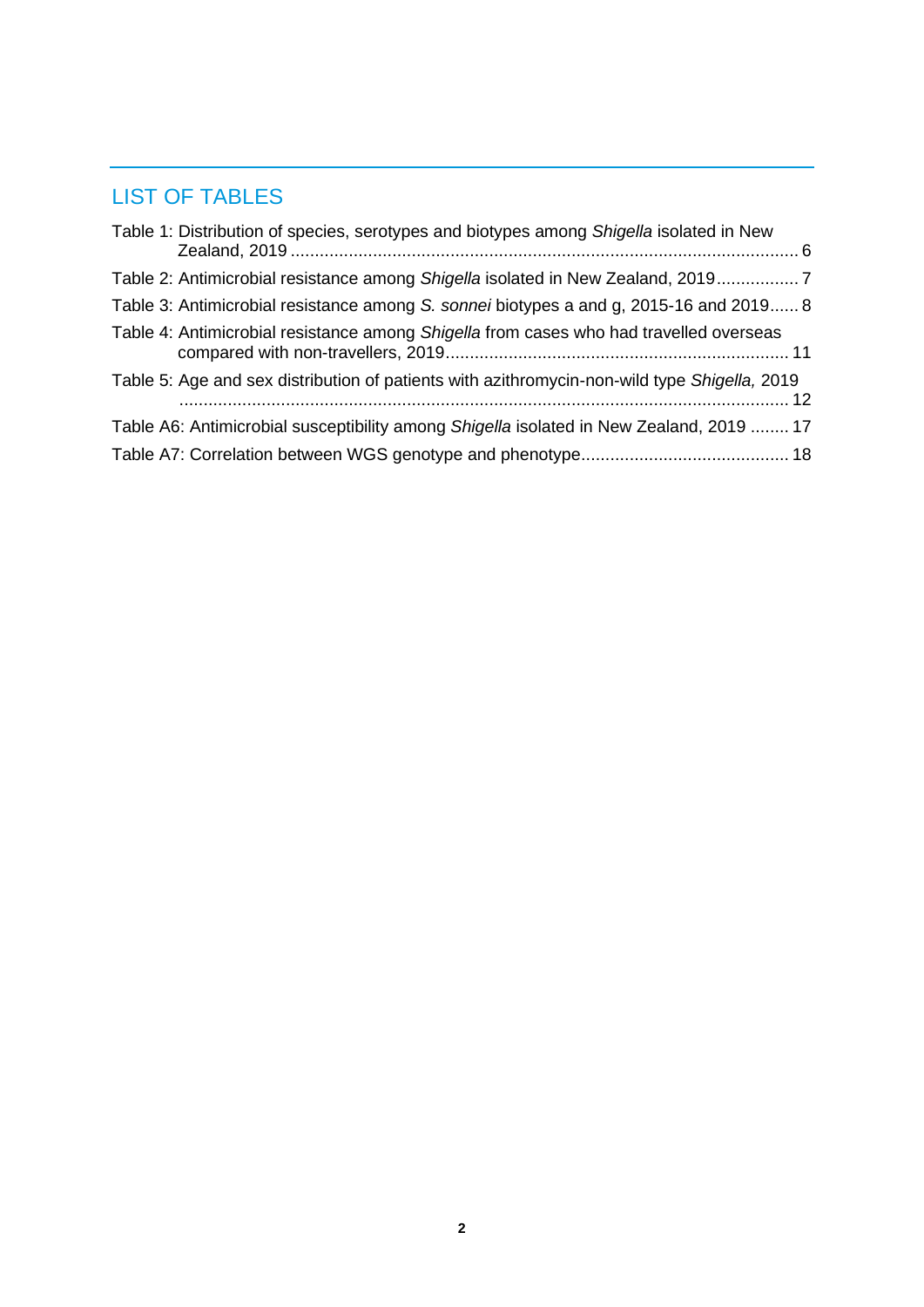## LIST OF TABLES

Table 1: Distribution of species, serotypes and biotypes among *Shigella* isolated in New Zealand, 2019 ........................................................................................................ 6

Table 2: Antimicrobial resistance among *Shigella* isolated in New Zealand, 2019................. 7

Table 3: Antimicrobial resistance among *S. sonnei* biotypes a and g, 2015-16 and 2019...... 8

Table 4: Antimicrobial resistance among *Shigella* from cases who had travelled overseas compared with non-travellers, 2019....................................................................... 11

Table 5: Age and sex distribution of patients with azithromycin-non-wild type *Shigella,* 2019 ............................................................................................................................. 12

Table A6: Antimicrobial susceptibility among *Shigella* isolated in New Zealand, 2019 ........ 17

Table A7: Correlation between WGS genotype and phenotype........................................... 18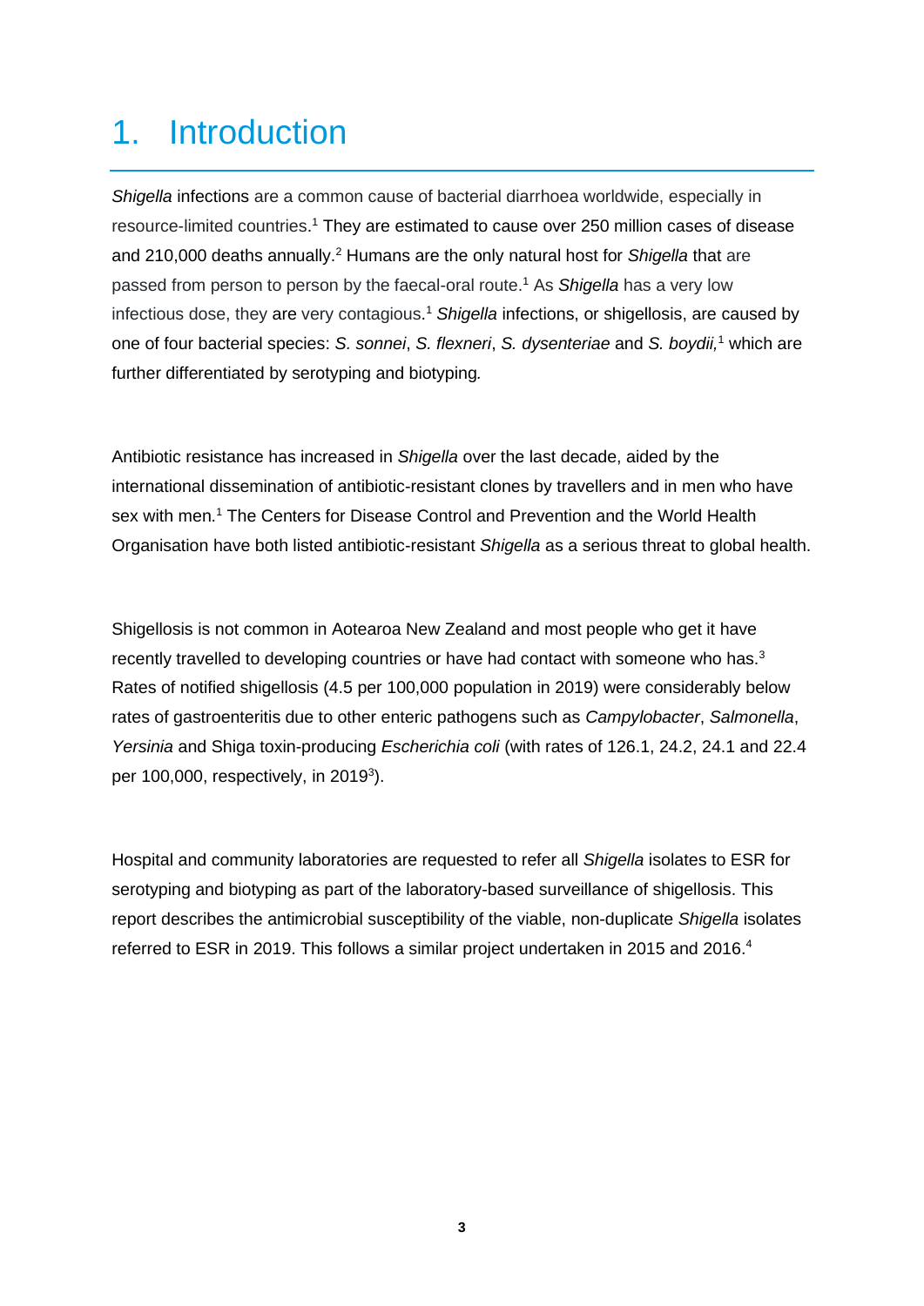# 1. Introduction

*Shigella* infections are a common cause of bacterial diarrhoea worldwide, especially in resource-limited countries.[1] They are estimated to cause over 250 million cases of disease and 210,000 deaths annually.[2] Humans are the only natural host for *Shigella* that are passed from person to person by the faecal-oral route.[1] As *Shigella* has a very low infectious dose, they are very contagious.[1] *Shigella* infections, or shigellosis, are caused by one of four bacterial species: *S. sonnei*, *S. flexneri*, *S. dysenteriae* and *S. boydii,*[1] which are further differentiated by serotyping and biotyping*.*

Antibiotic resistance has increased in *Shigella* over the last decade, aided by the international dissemination of antibiotic-resistant clones by travellers and in men who have sex with men.[1] The Centers for Disease Control and Prevention and the World Health Organisation have both listed antibiotic-resistant *Shigella* as a serious threat to global health.

Shigellosis is not common in Aotearoa New Zealand and most people who get it have recently travelled to developing countries or have had contact with someone who has.[3] Rates of notified shigellosis (4.5 per 100,000 population in 2019) were considerably below rates of gastroenteritis due to other enteric pathogens such as *Campylobacter*, *Salmonella*, *Yersinia* and Shiga toxin-producing *Escherichia coli* (with rates of 126.1, 24.2, 24.1 and 22.4 per 100,000, respectively, in 2019[3]).

Hospital and community laboratories are requested to refer all *Shigella* isolates to ESR for serotyping and biotyping as part of the laboratory-based surveillance of shigellosis. This report describes the antimicrobial susceptibility of the viable, non-duplicate *Shigella* isolates referred to ESR in 2019. This follows a similar project undertaken in 2015 and 2016.[4]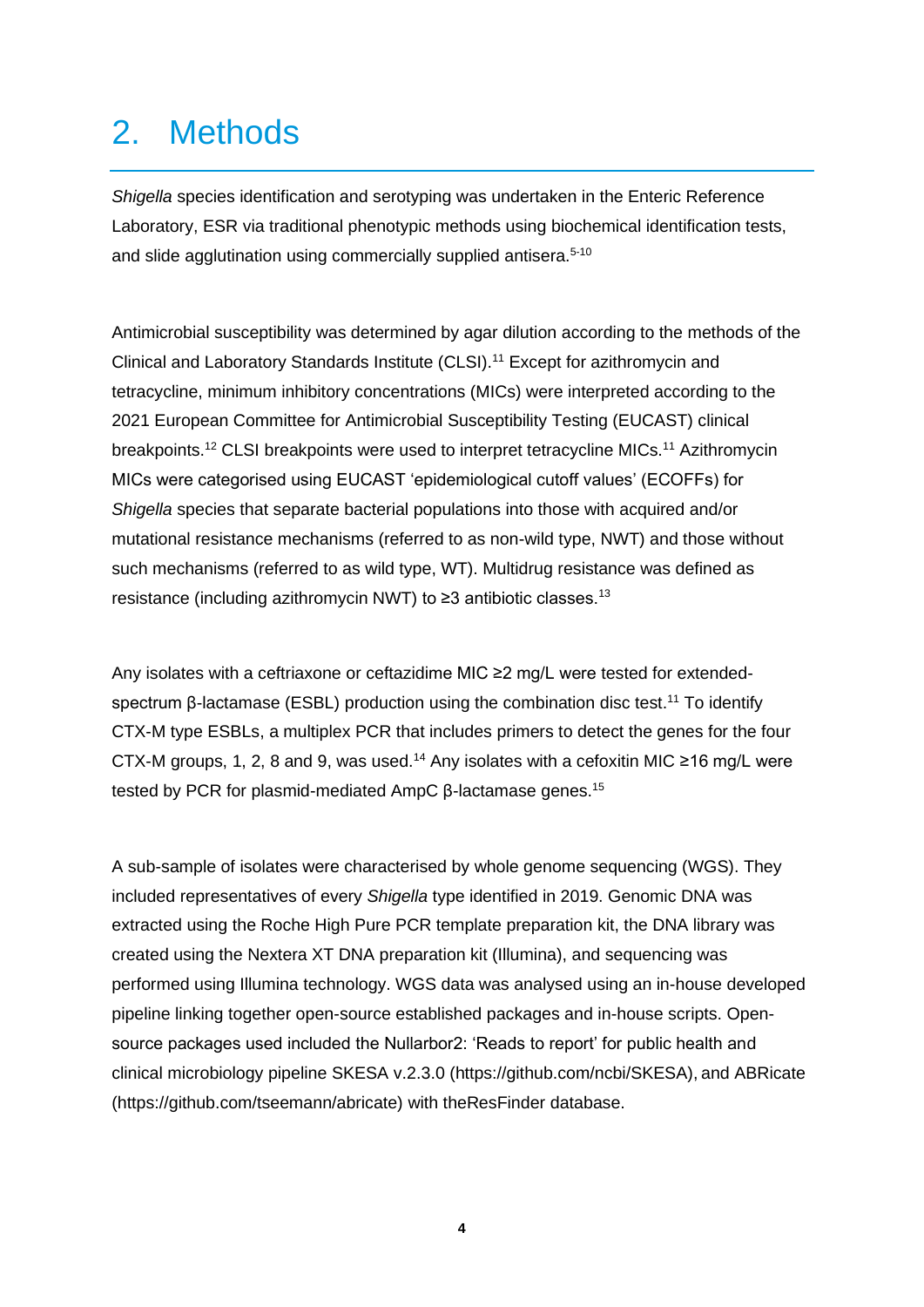# 2. Methods

*Shigella* species identification and serotyping was undertaken in the Enteric Reference Laboratory, ESR via traditional phenotypic methods using biochemical identification tests, and slide agglutination using commercially supplied antisera.[5-10]

Antimicrobial susceptibility was determined by agar dilution according to the methods of the Clinical and Laboratory Standards Institute (CLSI).[11] Except for azithromycin and tetracycline, minimum inhibitory concentrations (MICs) were interpreted according to the 2021 European Committee for Antimicrobial Susceptibility Testing (EUCAST) clinical breakpoints.[12] CLSI breakpoints were used to interpret tetracycline MICs.[11] Azithromycin MICs were categorised using EUCAST 'epidemiological cutoff values' (ECOFFs) for *Shigella* species that separate bacterial populations into those with acquired and/or mutational resistance mechanisms (referred to as non-wild type, NWT) and those without such mechanisms (referred to as wild type, WT). Multidrug resistance was defined as resistance (including azithromycin NWT) to ≥3 antibiotic classes.[13]

Any isolates with a ceftriaxone or ceftazidime MIC ≥2 mg/L were tested for extended-spectrum β-lactamase (ESBL) production using the combination disc test.[11] To identify CTX-M type ESBLs, a multiplex PCR that includes primers to detect the genes for the four CTX-M groups, 1, 2, 8 and 9, was used.[14] Any isolates with a cefoxitin MIC ≥16 mg/L were tested by PCR for plasmid-mediated AmpC β-lactamase genes.[15]

A sub-sample of isolates were characterised by whole genome sequencing (WGS). They included representatives of every *Shigella* type identified in 2019. Genomic DNA was extracted using the Roche High Pure PCR template preparation kit, the DNA library was created using the Nextera XT DNA preparation kit (Illumina), and sequencing was performed using Illumina technology. WGS data was analysed using an in-house developed pipeline linking together open-source established packages and in-house scripts. Open-source packages used included the Nullarbor2: 'Reads to report' for public health and clinical microbiology pipeline SKESA v.2.3.0 (https://github.com/ncbi/SKESA), and ABRicate (https://github.com/tseemann/abricate) with theResFinder database.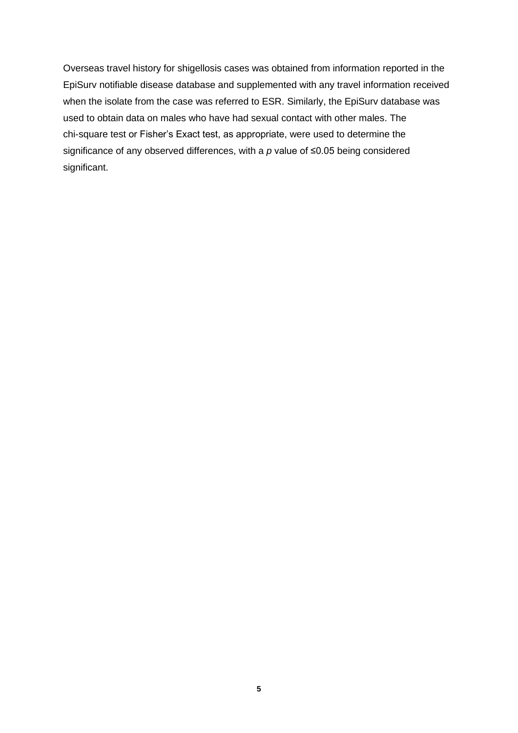Overseas travel history for shigellosis cases was obtained from information reported in the EpiSurv notifiable disease database and supplemented with any travel information received when the isolate from the case was referred to ESR. Similarly, the EpiSurv database was used to obtain data on males who have had sexual contact with other males. The chi-square test or Fisher's Exact test, as appropriate, were used to determine the significance of any observed differences, with a $p$ value of $\leq 0.05$ being considered significant.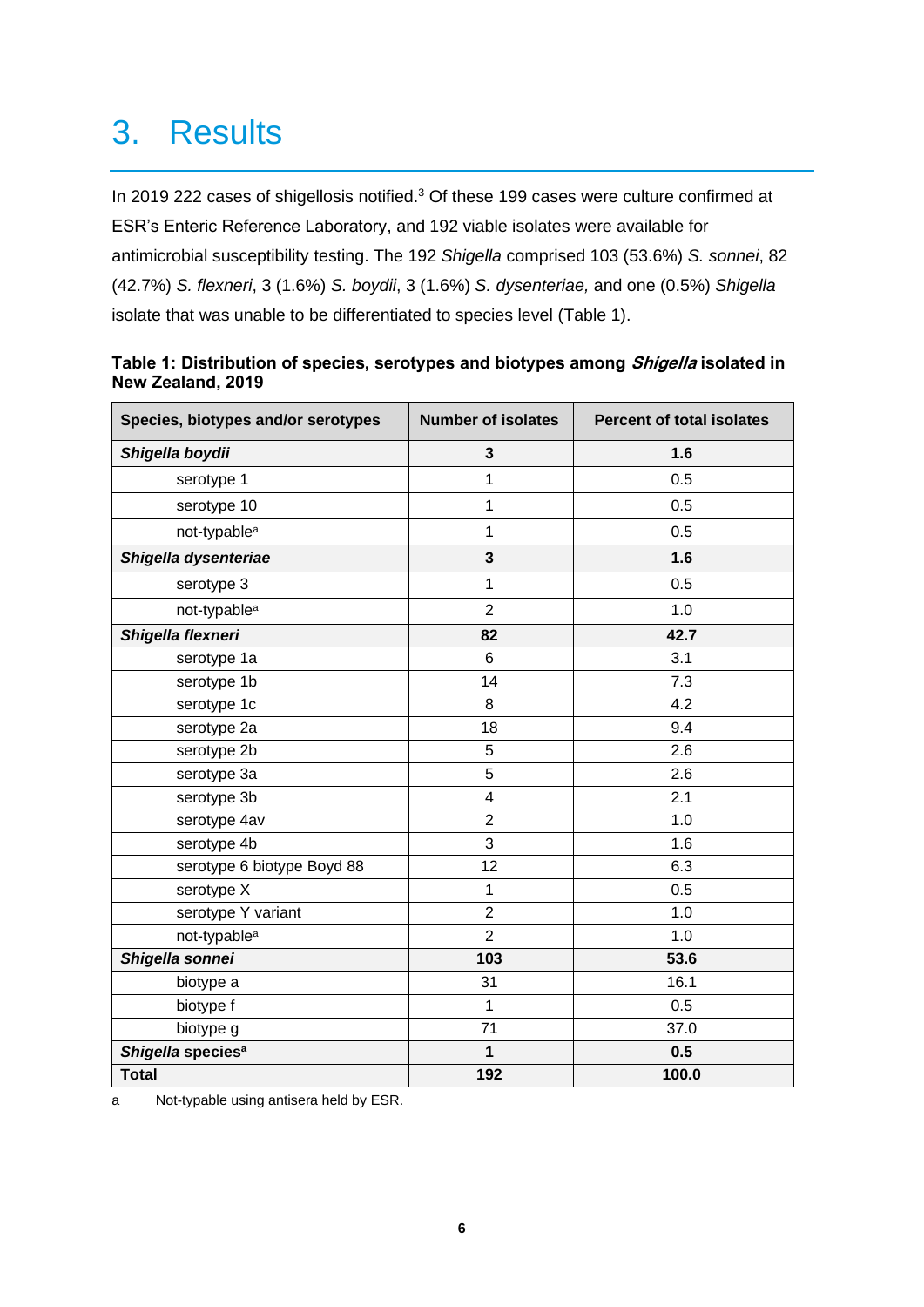# 3. Results

In 2019 222 cases of shigellosis notified.[3] Of these 199 cases were culture confirmed at ESR's Enteric Reference Laboratory, and 192 viable isolates were available for antimicrobial susceptibility testing. The 192 *Shigella* comprised 103 (53.6%) *S. sonnei*, 82 (42.7%) *S. flexneri*, 3 (1.6%) *S. boydii*, 3 (1.6%) *S. dysenteriae,* and one (0.5%) *Shigella* isolate that was unable to be differentiated to species level (Table 1).

**Table 1: Distribution of species, serotypes and biotypes among *Shigella* isolated in New Zealand, 2019**

| Species, biotypes and/or serotypes | Number of isolates | Percent of total isolates |
|---|---|---|
| ***Shigella boydii*** | **3** | **1.6** |
| serotype 1 | 1 | 0.5 |
| serotype 10 | 1 | 0.5 |
| not-typable[a] | 1 | 0.5 |
| ***Shigella dysenteriae*** | **3** | **1.6** |
| serotype 3 | 1 | 0.5 |
| not-typable[a] | 2 | 1.0 |
| ***Shigella flexneri*** | **82** | **42.7** |
| serotype 1a | 6 | 3.1 |
| serotype 1b | 14 | 7.3 |
| serotype 1c | 8 | 4.2 |
| serotype 2a | 18 | 9.4 |
| serotype 2b | 5 | 2.6 |
| serotype 3a | 5 | 2.6 |
| serotype 3b | 4 | 2.1 |
| serotype 4av | 2 | 1.0 |
| serotype 4b | 3 | 1.6 |
| serotype 6 biotype Boyd 88 | 12 | 6.3 |
| serotype X | 1 | 0.5 |
| serotype Y variant | 2 | 1.0 |
| not-typable[a] | 2 | 1.0 |
| ***Shigella sonnei*** | **103** | **53.6** |
| biotype a | 31 | 16.1 |
| biotype f | 1 | 0.5 |
| biotype g | 71 | 37.0 |
| ***Shigella species*[a]** | **1** | **0.5** |
| **Total** | **192** | **100.0** |

a Not-typable using antisera held by ESR.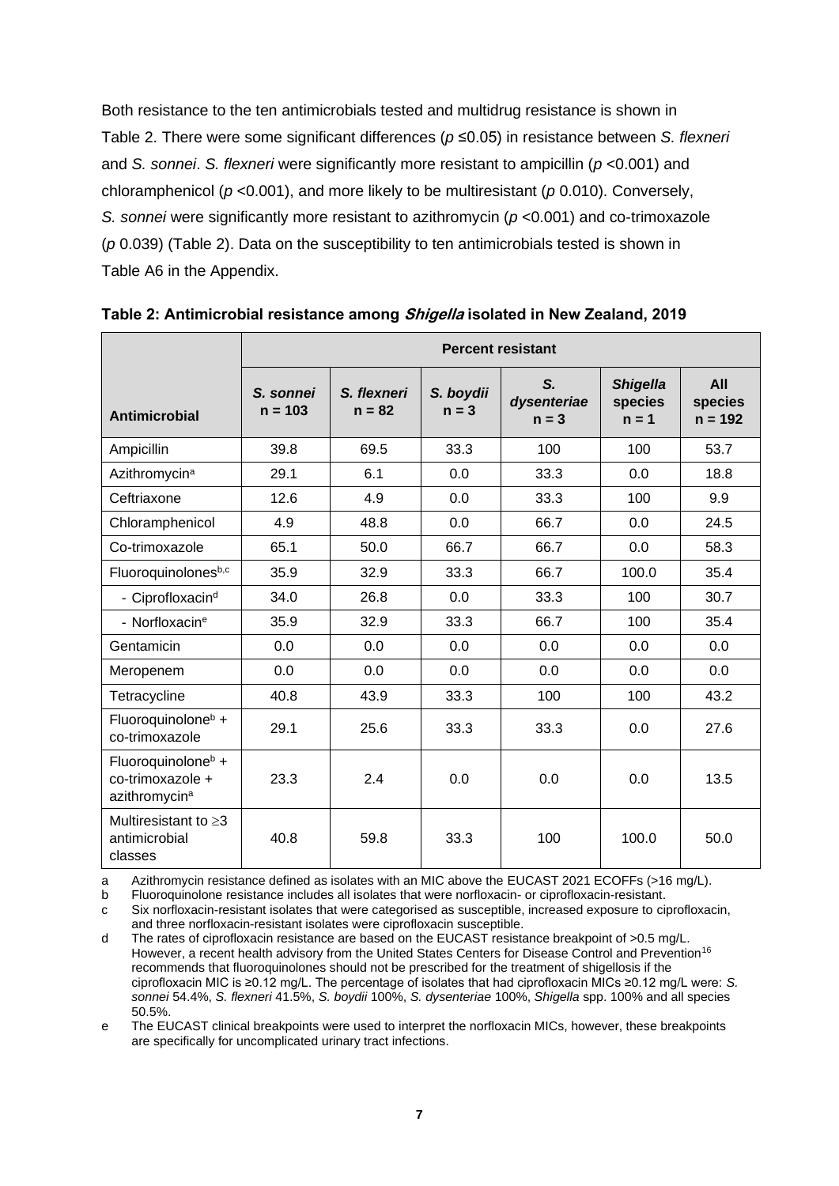Both resistance to the ten antimicrobials tested and multidrug resistance is shown in Table 2. There were some significant differences ($p$ ≤0.05) in resistance between *S. flexneri* and *S. sonnei*. *S. flexneri* were significantly more resistant to ampicillin ($p$ <0.001) and chloramphenicol ($p$ <0.001), and more likely to be multiresistant ($p$ 0.010). Conversely, *S. sonnei* were significantly more resistant to azithromycin ($p$ <0.001) and co-trimoxazole ($p$ 0.039) (Table 2). Data on the susceptibility to ten antimicrobials tested is shown in Table A6 in the Appendix.

**Table 2: Antimicrobial resistance among *Shigella* isolated in New Zealand, 2019**

| | Percent resistant | | | | | |
|---|---|---|---|---|---|---|
| **Antimicrobial** | ***S. sonnei*** **n = 103** | ***S. flexneri*** **n = 82** | ***S. boydii*** **n = 3** | ***S. dysenteriae*** **n = 3** | ***Shigella*** **species n = 1** | **All species n = 192** |
| Ampicillin | 39.8 | 69.5 | 33.3 | 100 | 100 | 53.7 |
| Azithromycin[a] | 29.1 | 6.1 | 0.0 | 33.3 | 0.0 | 18.8 |
| Ceftriaxone | 12.6 | 4.9 | 0.0 | 33.3 | 100 | 9.9 |
| Chloramphenicol | 4.9 | 48.8 | 0.0 | 66.7 | 0.0 | 24.5 |
| Co-trimoxazole | 65.1 | 50.0 | 66.7 | 66.7 | 0.0 | 58.3 |
| Fluoroquinolones[b,c] | 35.9 | 32.9 | 33.3 | 66.7 | 100.0 | 35.4 |
| - Ciprofloxacin[d] | 34.0 | 26.8 | 0.0 | 33.3 | 100 | 30.7 |
| - Norfloxacin[e] | 35.9 | 32.9 | 33.3 | 66.7 | 100 | 35.4 |
| Gentamicin | 0.0 | 0.0 | 0.0 | 0.0 | 0.0 | 0.0 |
| Meropenem | 0.0 | 0.0 | 0.0 | 0.0 | 0.0 | 0.0 |
| Tetracycline | 40.8 | 43.9 | 33.3 | 100 | 100 | 43.2 |
| Fluoroquinolone[b] + co-trimoxazole | 29.1 | 25.6 | 33.3 | 33.3 | 0.0 | 27.6 |
| Fluoroquinolone[b] + co-trimoxazole + azithromycin[a] | 23.3 | 2.4 | 0.0 | 0.0 | 0.0 | 13.5 |
| Multiresistant to ≥3 antimicrobial classes | 40.8 | 59.8 | 33.3 | 100 | 100.0 | 50.0 |

a Azithromycin resistance defined as isolates with an MIC above the EUCAST 2021 ECOFFs (>16 mg/L).

b Fluoroquinolone resistance includes all isolates that were norfloxacin- or ciprofloxacin-resistant.

c Six norfloxacin-resistant isolates that were categorised as susceptible, increased exposure to ciprofloxacin, and three norfloxacin-resistant isolates were ciprofloxacin susceptible.

d The rates of ciprofloxacin resistance are based on the EUCAST resistance breakpoint of >0.5 mg/L. However, a recent health advisory from the United States Centers for Disease Control and Prevention[16] recommends that fluoroquinolones should not be prescribed for the treatment of shigellosis if the ciprofloxacin MIC is ≥0.12 mg/L. The percentage of isolates that had ciprofloxacin MICs ≥0.12 mg/L were: *S. sonnei* 54.4%, *S. flexneri* 41.5%, *S. boydii* 100%, *S. dysenteriae* 100%, *Shigella* spp. 100% and all species 50.5%.

e The EUCAST clinical breakpoints were used to interpret the norfloxacin MICs, however, these breakpoints are specifically for uncomplicated urinary tract infections.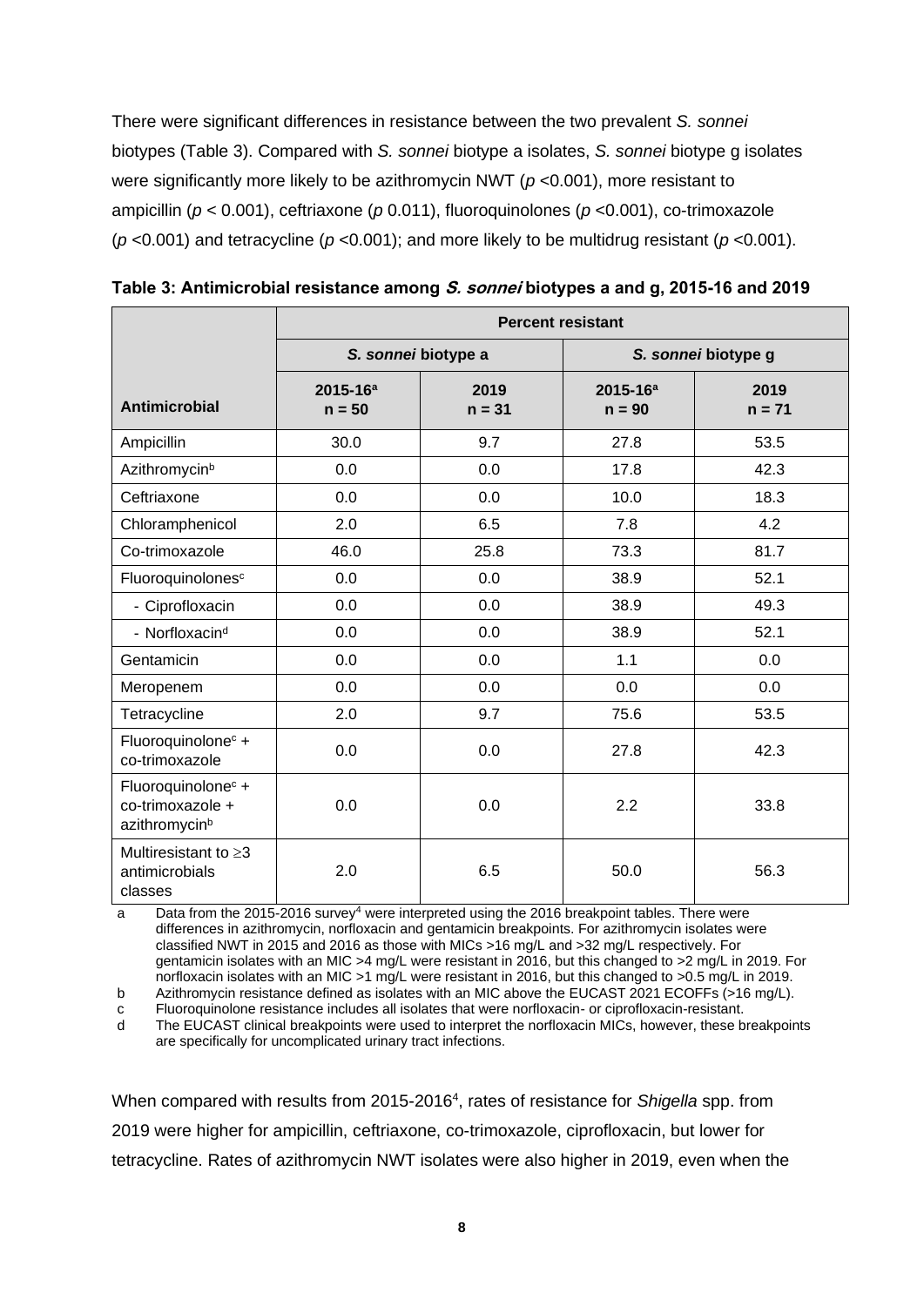There were significant differences in resistance between the two prevalent *S. sonnei* biotypes (Table 3). Compared with *S. sonnei* biotype a isolates, *S. sonnei* biotype g isolates were significantly more likely to be azithromycin NWT ($p$ <0.001), more resistant to ampicillin ($p$ < 0.001), ceftriaxone ($p$ 0.011), fluoroquinolones ($p$ <0.001), co-trimoxazole ($p$ <0.001) and tetracycline ($p$ <0.001); and more likely to be multidrug resistant ($p$ <0.001).

**Table 3: Antimicrobial resistance among *S. sonnei* biotypes a and g, 2015-16 and 2019**

| | Percent resistant | | | |
|---|---|---|---|---|
| | *S. sonnei* biotype a | | *S. sonnei* biotype g | |
| **Antimicrobial** | **2015-16[a] n = 50** | **2019 n = 31** | **2015-16[a] n = 90** | **2019 n = 71** |
| Ampicillin | 30.0 | 9.7 | 27.8 | 53.5 |
| Azithromycin[b] | 0.0 | 0.0 | 17.8 | 42.3 |
| Ceftriaxone | 0.0 | 0.0 | 10.0 | 18.3 |
| Chloramphenicol | 2.0 | 6.5 | 7.8 | 4.2 |
| Co-trimoxazole | 46.0 | 25.8 | 73.3 | 81.7 |
| Fluoroquinolones[c] | 0.0 | 0.0 | 38.9 | 52.1 |
| - Ciprofloxacin | 0.0 | 0.0 | 38.9 | 49.3 |
| - Norfloxacin[d] | 0.0 | 0.0 | 38.9 | 52.1 |
| Gentamicin | 0.0 | 0.0 | 1.1 | 0.0 |
| Meropenem | 0.0 | 0.0 | 0.0 | 0.0 |
| Tetracycline | 2.0 | 9.7 | 75.6 | 53.5 |
| Fluoroquinolone[c] + co-trimoxazole | 0.0 | 0.0 | 27.8 | 42.3 |
| Fluoroquinolone[c] + co-trimoxazole + azithromycin[b] | 0.0 | 0.0 | 2.2 | 33.8 |
| Multiresistant to ≥3 antimicrobials classes | 2.0 | 6.5 | 50.0 | 56.3 |

a Data from the 2015-2016 survey[4] were interpreted using the 2016 breakpoint tables. There were differences in azithromycin, norfloxacin and gentamicin breakpoints. For azithromycin isolates were classified NWT in 2015 and 2016 as those with MICs >16 mg/L and >32 mg/L respectively. For gentamicin isolates with an MIC >4 mg/L were resistant in 2016, but this changed to >2 mg/L in 2019. For norfloxacin isolates with an MIC >1 mg/L were resistant in 2016, but this changed to >0.5 mg/L in 2019.

b Azithromycin resistance defined as isolates with an MIC above the EUCAST 2021 ECOFFs (>16 mg/L).

c Fluoroquinolone resistance includes all isolates that were norfloxacin- or ciprofloxacin-resistant.

d The EUCAST clinical breakpoints were used to interpret the norfloxacin MICs, however, these breakpoints are specifically for uncomplicated urinary tract infections.

When compared with results from 2015-2016[4], rates of resistance for *Shigella* spp. from 2019 were higher for ampicillin, ceftriaxone, co-trimoxazole, ciprofloxacin, but lower for tetracycline. Rates of azithromycin NWT isolates were also higher in 2019, even when the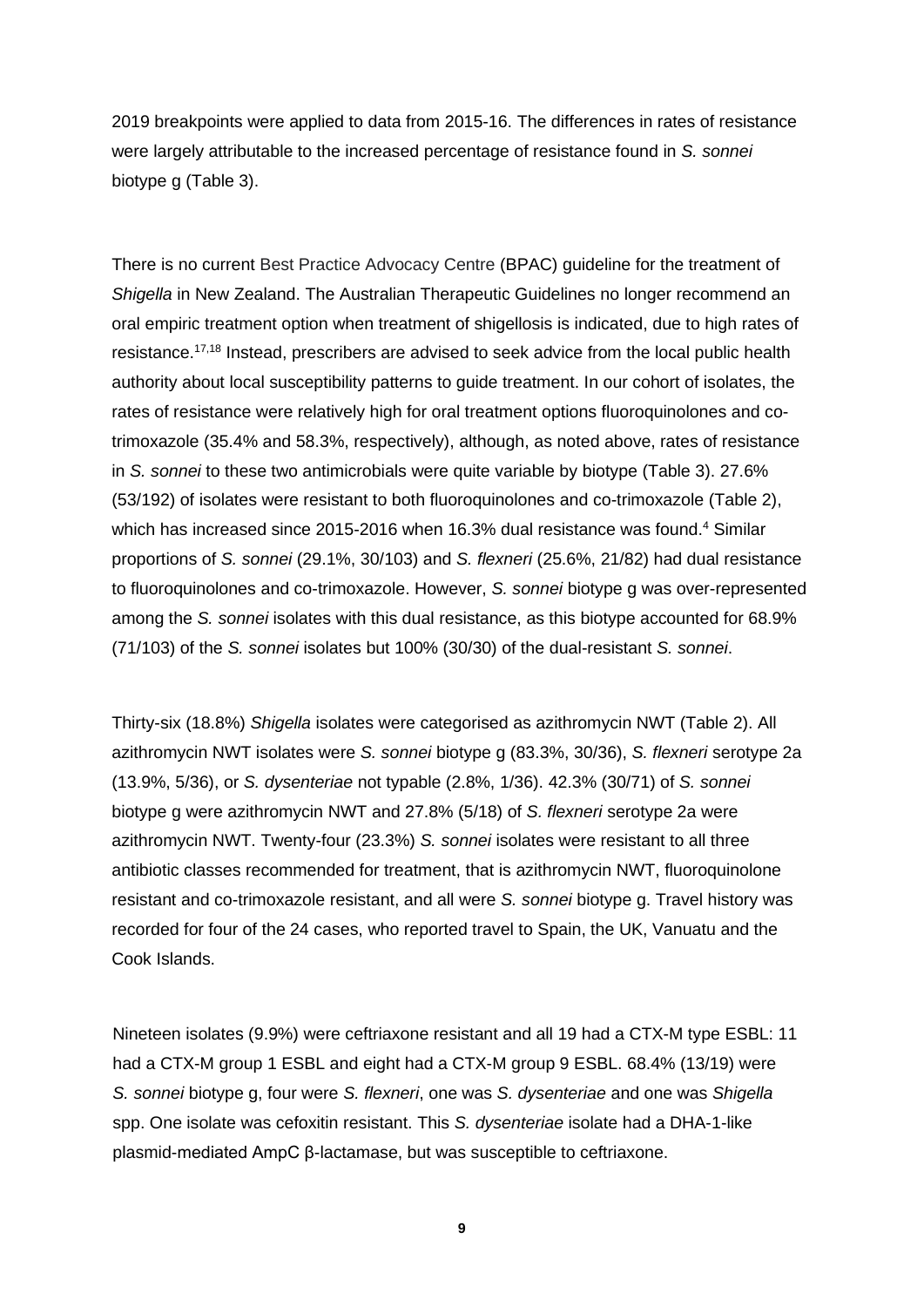2019 breakpoints were applied to data from 2015-16. The differences in rates of resistance were largely attributable to the increased percentage of resistance found in *S. sonnei* biotype g (Table 3).

There is no current Best Practice Advocacy Centre (BPAC) guideline for the treatment of *Shigella* in New Zealand. The Australian Therapeutic Guidelines no longer recommend an oral empiric treatment option when treatment of shigellosis is indicated, due to high rates of resistance.[17,18] Instead, prescribers are advised to seek advice from the local public health authority about local susceptibility patterns to guide treatment. In our cohort of isolates, the rates of resistance were relatively high for oral treatment options fluoroquinolones and co-trimoxazole (35.4% and 58.3%, respectively), although, as noted above, rates of resistance in *S. sonnei* to these two antimicrobials were quite variable by biotype (Table 3). 27.6% (53/192) of isolates were resistant to both fluoroquinolones and co-trimoxazole (Table 2), which has increased since 2015-2016 when 16.3% dual resistance was found.[4] Similar proportions of *S. sonnei* (29.1%, 30/103) and *S. flexneri* (25.6%, 21/82) had dual resistance to fluoroquinolones and co-trimoxazole. However, *S. sonnei* biotype g was over-represented among the *S. sonnei* isolates with this dual resistance, as this biotype accounted for 68.9% (71/103) of the *S. sonnei* isolates but 100% (30/30) of the dual-resistant *S. sonnei*.

Thirty-six (18.8%) *Shigella* isolates were categorised as azithromycin NWT (Table 2). All azithromycin NWT isolates were *S. sonnei* biotype g (83.3%, 30/36), *S. flexneri* serotype 2a (13.9%, 5/36), or *S. dysenteriae* not typable (2.8%, 1/36). 42.3% (30/71) of *S. sonnei* biotype g were azithromycin NWT and 27.8% (5/18) of *S. flexneri* serotype 2a were azithromycin NWT. Twenty-four (23.3%) *S. sonnei* isolates were resistant to all three antibiotic classes recommended for treatment, that is azithromycin NWT, fluoroquinolone resistant and co-trimoxazole resistant, and all were *S. sonnei* biotype g. Travel history was recorded for four of the 24 cases, who reported travel to Spain, the UK, Vanuatu and the Cook Islands.

Nineteen isolates (9.9%) were ceftriaxone resistant and all 19 had a CTX-M type ESBL: 11 had a CTX-M group 1 ESBL and eight had a CTX-M group 9 ESBL. 68.4% (13/19) were *S. sonnei* biotype g, four were *S. flexneri*, one was *S. dysenteriae* and one was *Shigella* spp. One isolate was cefoxitin resistant. This *S. dysenteriae* isolate had a DHA-1-like plasmid-mediated AmpC β-lactamase, but was susceptible to ceftriaxone.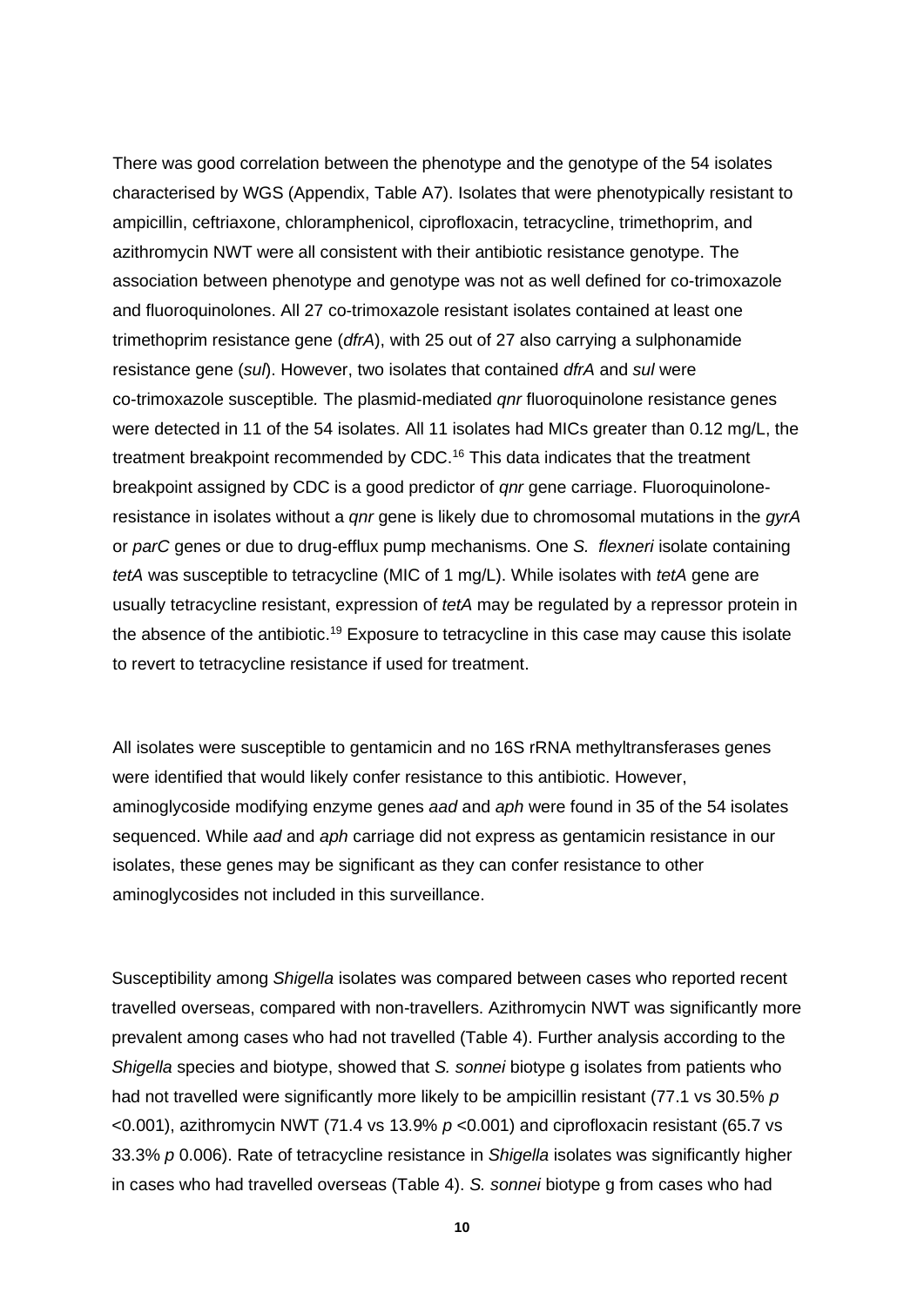There was good correlation between the phenotype and the genotype of the 54 isolates characterised by WGS (Appendix, Table A7). Isolates that were phenotypically resistant to ampicillin, ceftriaxone, chloramphenicol, ciprofloxacin, tetracycline, trimethoprim, and azithromycin NWT were all consistent with their antibiotic resistance genotype. The association between phenotype and genotype was not as well defined for co-trimoxazole and fluoroquinolones. All 27 co-trimoxazole resistant isolates contained at least one trimethoprim resistance gene (*dfrA*), with 25 out of 27 also carrying a sulphonamide resistance gene (*sul*). However, two isolates that contained *dfrA* and *sul* were co-trimoxazole susceptible*.* The plasmid-mediated *qnr* fluoroquinolone resistance genes were detected in 11 of the 54 isolates. All 11 isolates had MICs greater than 0.12 mg/L, the treatment breakpoint recommended by CDC.[16] This data indicates that the treatment breakpoint assigned by CDC is a good predictor of *qnr* gene carriage. Fluoroquinolone-resistance in isolates without a *qnr* gene is likely due to chromosomal mutations in the *gyrA* or *parC* genes or due to drug-efflux pump mechanisms. One *S. flexneri* isolate containing *tetA* was susceptible to tetracycline (MIC of 1 mg/L). While isolates with *tetA* gene are usually tetracycline resistant, expression of *tetA* may be regulated by a repressor protein in the absence of the antibiotic.[19] Exposure to tetracycline in this case may cause this isolate to revert to tetracycline resistance if used for treatment.

All isolates were susceptible to gentamicin and no 16S rRNA methyltransferases genes were identified that would likely confer resistance to this antibiotic. However, aminoglycoside modifying enzyme genes *aad* and *aph* were found in 35 of the 54 isolates sequenced. While *aad* and *aph* carriage did not express as gentamicin resistance in our isolates, these genes may be significant as they can confer resistance to other aminoglycosides not included in this surveillance.

Susceptibility among *Shigella* isolates was compared between cases who reported recent travelled overseas, compared with non-travellers. Azithromycin NWT was significantly more prevalent among cases who had not travelled (Table 4). Further analysis according to the *Shigella* species and biotype, showed that *S. sonnei* biotype g isolates from patients who had not travelled were significantly more likely to be ampicillin resistant (77.1 vs 30.5% $p < 0.001$), azithromycin NWT (71.4 vs 13.9% $p < 0.001$) and ciprofloxacin resistant (65.7 vs 33.3% $p$ 0.006). Rate of tetracycline resistance in *Shigella* isolates was significantly higher in cases who had travelled overseas (Table 4). *S. sonnei* biotype g from cases who had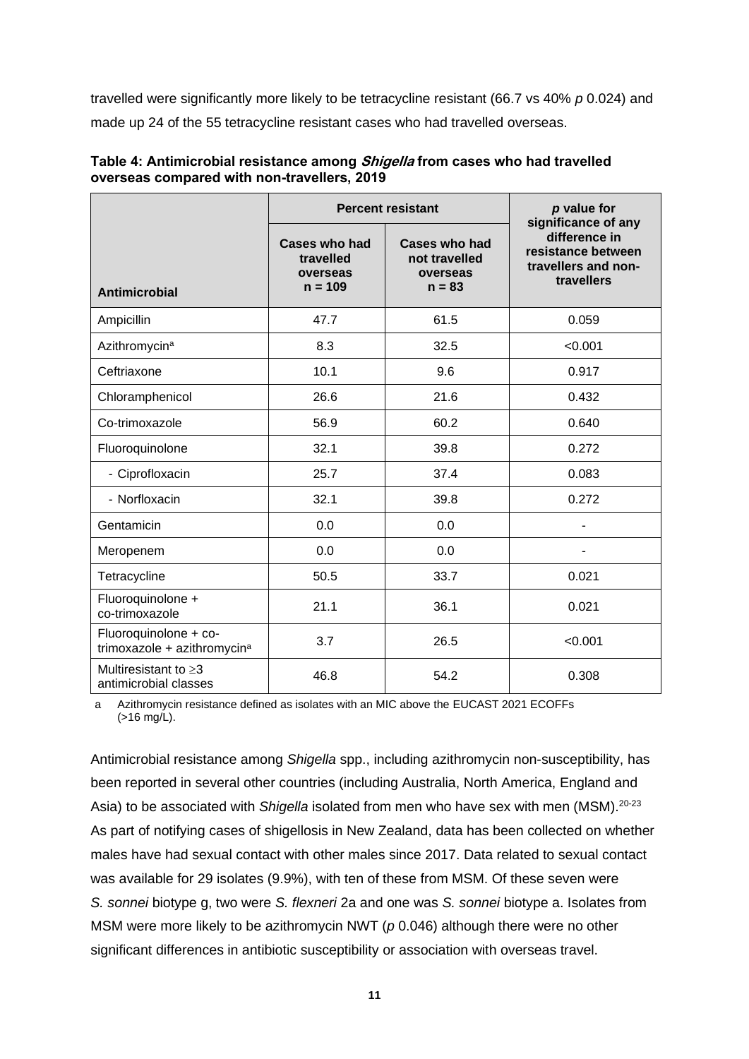travelled were significantly more likely to be tetracycline resistant (66.7 vs 40% *p* 0.024) and made up 24 of the 55 tetracycline resistant cases who had travelled overseas.

**Table 4: Antimicrobial resistance among *Shigella* from cases who had travelled overseas compared with non-travellers, 2019**

| Antimicrobial | Percent resistant | | *p* value for significance of any difference in resistance between travellers and non-travellers |
|---|---|---|---|
| | Cases who had travelled overseas n = 109 | Cases who had not travelled overseas n = 83 | |
| Ampicillin | 47.7 | 61.5 | 0.059 |
| Azithromycin[a] | 8.3 | 32.5 | <0.001 |
| Ceftriaxone | 10.1 | 9.6 | 0.917 |
| Chloramphenicol | 26.6 | 21.6 | 0.432 |
| Co-trimoxazole | 56.9 | 60.2 | 0.640 |
| Fluoroquinolone | 32.1 | 39.8 | 0.272 |
| - Ciprofloxacin | 25.7 | 37.4 | 0.083 |
| - Norfloxacin | 32.1 | 39.8 | 0.272 |
| Gentamicin | 0.0 | 0.0 | - |
| Meropenem | 0.0 | 0.0 | - |
| Tetracycline | 50.5 | 33.7 | 0.021 |
| Fluoroquinolone + co-trimoxazole | 21.1 | 36.1 | 0.021 |
| Fluoroquinolone + co-trimoxazole + azithromycin[a] | 3.7 | 26.5 | <0.001 |
| Multiresistant to ≥3 antimicrobial classes | 46.8 | 54.2 | 0.308 |

a Azithromycin resistance defined as isolates with an MIC above the EUCAST 2021 ECOFFs (>16 mg/L).

Antimicrobial resistance among *Shigella* spp., including azithromycin non-susceptibility, has been reported in several other countries (including Australia, North America, England and Asia) to be associated with *Shigella* isolated from men who have sex with men (MSM).[20-23] As part of notifying cases of shigellosis in New Zealand, data has been collected on whether males have had sexual contact with other males since 2017. Data related to sexual contact was available for 29 isolates (9.9%), with ten of these from MSM. Of these seven were *S. sonnei* biotype g, two were *S. flexneri* 2a and one was *S. sonnei* biotype a. Isolates from MSM were more likely to be azithromycin NWT (*p* 0.046) although there were no other significant differences in antibiotic susceptibility or association with overseas travel.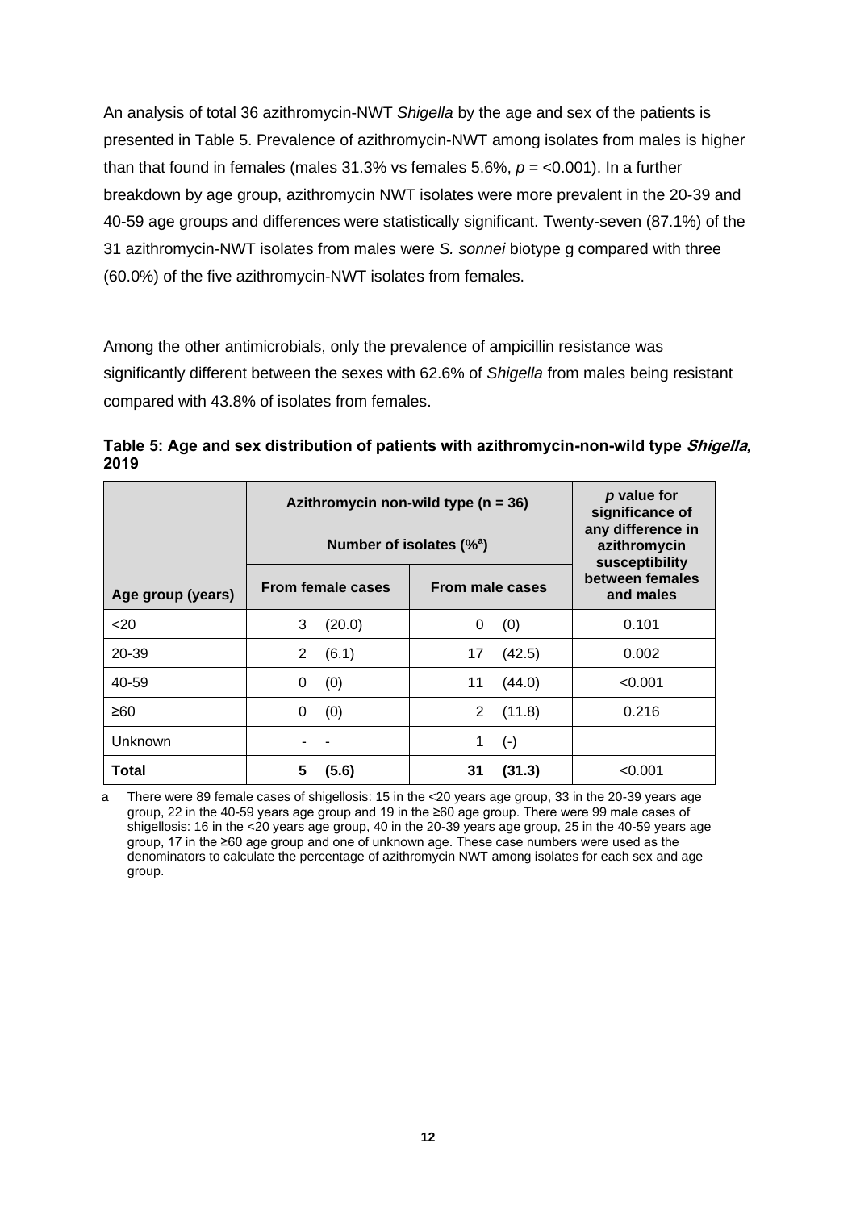An analysis of total 36 azithromycin-NWT *Shigella* by the age and sex of the patients is presented in Table 5. Prevalence of azithromycin-NWT among isolates from males is higher than that found in females (males 31.3% vs females 5.6%, $p$ = <0.001). In a further breakdown by age group, azithromycin NWT isolates were more prevalent in the 20-39 and 40-59 age groups and differences were statistically significant. Twenty-seven (87.1%) of the 31 azithromycin-NWT isolates from males were *S. sonnei* biotype g compared with three (60.0%) of the five azithromycin-NWT isolates from females.

Among the other antimicrobials, only the prevalence of ampicillin resistance was significantly different between the sexes with 62.6% of *Shigella* from males being resistant compared with 43.8% of isolates from females.

**Table 5: Age and sex distribution of patients with azithromycin-non-wild type *Shigella*, 2019**

| | Azithromycin non-wild type (n = 36) | | *p* value for significance of any difference in azithromycin susceptibility between females and males |
|---|---|---|---|
| | Number of isolates (%[a]) | | |
| Age group (years) | From female cases | From male cases | |
| <20 | 3 (20.0) | 0 (0) | 0.101 |
| 20-39 | 2 (6.1) | 17 (42.5) | 0.002 |
| 40-59 | 0 (0) | 11 (44.0) | <0.001 |
| ≥60 | 0 (0) | 2 (11.8) | 0.216 |
| Unknown | - - | 1 (-) | |
| **Total** | **5 (5.6)** | **31 (31.3)** | <0.001 |

a There were 89 female cases of shigellosis: 15 in the <20 years age group, 33 in the 20-39 years age group, 22 in the 40-59 years age group and 19 in the ≥60 age group. There were 99 male cases of shigellosis: 16 in the <20 years age group, 40 in the 20-39 years age group, 25 in the 40-59 years age group, 17 in the ≥60 age group and one of unknown age. These case numbers were used as the denominators to calculate the percentage of azithromycin NWT among isolates for each sex and age group.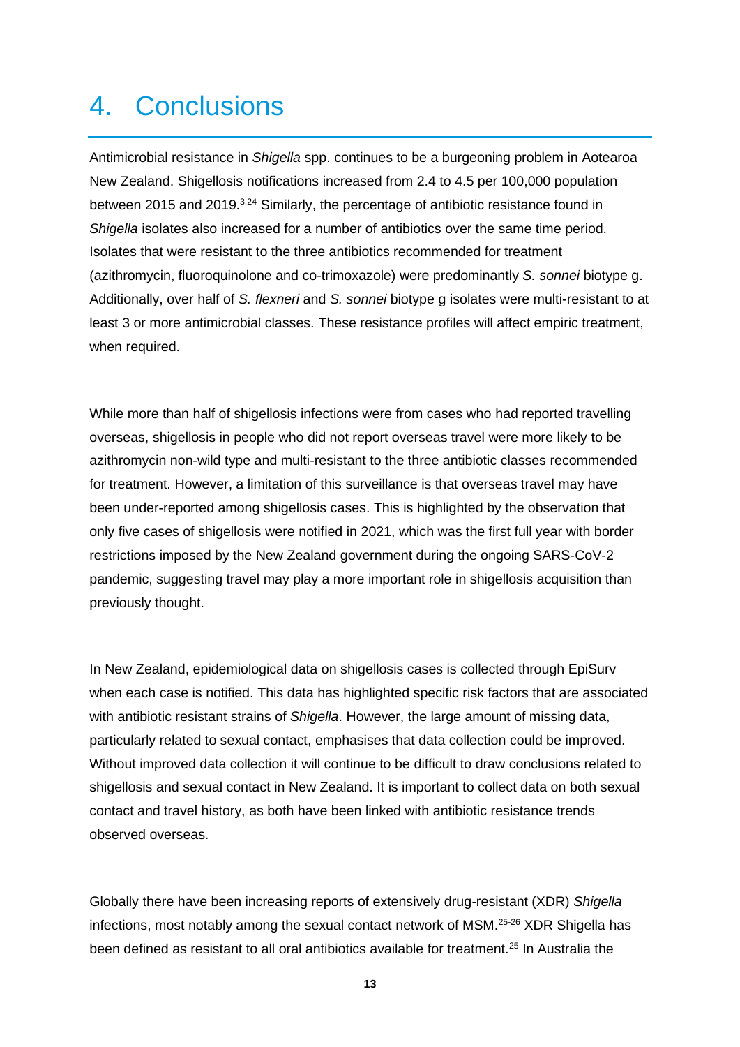# 4. Conclusions

Antimicrobial resistance in *Shigella* spp. continues to be a burgeoning problem in Aotearoa New Zealand. Shigellosis notifications increased from 2.4 to 4.5 per 100,000 population between 2015 and 2019.[3,24] Similarly, the percentage of antibiotic resistance found in *Shigella* isolates also increased for a number of antibiotics over the same time period. Isolates that were resistant to the three antibiotics recommended for treatment (azithromycin, fluoroquinolone and co-trimoxazole) were predominantly *S. sonnei* biotype g. Additionally, over half of *S. flexneri* and *S. sonnei* biotype g isolates were multi-resistant to at least 3 or more antimicrobial classes. These resistance profiles will affect empiric treatment, when required.

While more than half of shigellosis infections were from cases who had reported travelling overseas, shigellosis in people who did not report overseas travel were more likely to be azithromycin non-wild type and multi-resistant to the three antibiotic classes recommended for treatment. However, a limitation of this surveillance is that overseas travel may have been under-reported among shigellosis cases. This is highlighted by the observation that only five cases of shigellosis were notified in 2021, which was the first full year with border restrictions imposed by the New Zealand government during the ongoing SARS-CoV-2 pandemic, suggesting travel may play a more important role in shigellosis acquisition than previously thought.

In New Zealand, epidemiological data on shigellosis cases is collected through EpiSurv when each case is notified. This data has highlighted specific risk factors that are associated with antibiotic resistant strains of *Shigella*. However, the large amount of missing data, particularly related to sexual contact, emphasises that data collection could be improved. Without improved data collection it will continue to be difficult to draw conclusions related to shigellosis and sexual contact in New Zealand. It is important to collect data on both sexual contact and travel history, as both have been linked with antibiotic resistance trends observed overseas.

Globally there have been increasing reports of extensively drug-resistant (XDR) *Shigella* infections, most notably among the sexual contact network of MSM.[25-26] XDR Shigella has been defined as resistant to all oral antibiotics available for treatment.[25] In Australia the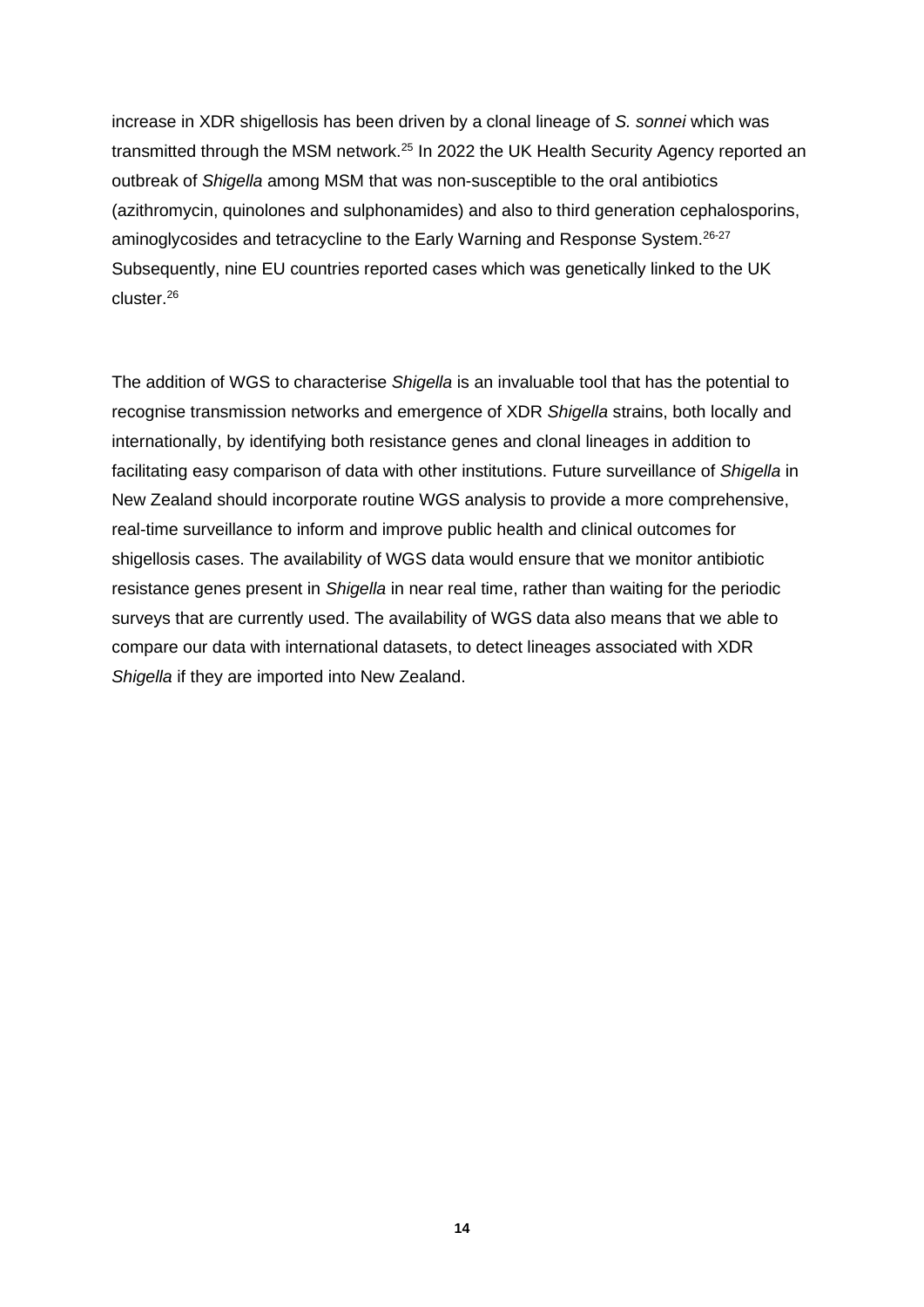increase in XDR shigellosis has been driven by a clonal lineage of *S. sonnei* which was transmitted through the MSM network.[25] In 2022 the UK Health Security Agency reported an outbreak of *Shigella* among MSM that was non-susceptible to the oral antibiotics (azithromycin, quinolones and sulphonamides) and also to third generation cephalosporins, aminoglycosides and tetracycline to the Early Warning and Response System.[26-27] Subsequently, nine EU countries reported cases which was genetically linked to the UK cluster.[26]

The addition of WGS to characterise *Shigella* is an invaluable tool that has the potential to recognise transmission networks and emergence of XDR *Shigella* strains, both locally and internationally, by identifying both resistance genes and clonal lineages in addition to facilitating easy comparison of data with other institutions. Future surveillance of *Shigella* in New Zealand should incorporate routine WGS analysis to provide a more comprehensive, real-time surveillance to inform and improve public health and clinical outcomes for shigellosis cases. The availability of WGS data would ensure that we monitor antibiotic resistance genes present in *Shigella* in near real time, rather than waiting for the periodic surveys that are currently used. The availability of WGS data also means that we able to compare our data with international datasets, to detect lineages associated with XDR *Shigella* if they are imported into New Zealand.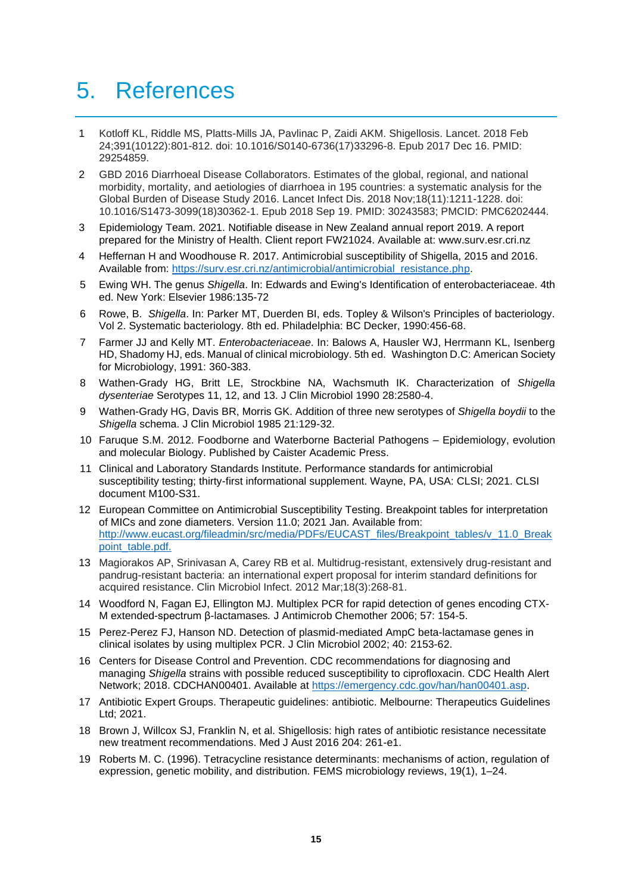# 5. References

1. Kotloff KL, Riddle MS, Platts-Mills JA, Pavlinac P, Zaidi AKM. Shigellosis. Lancet. 2018 Feb 24;391(10122):801-812. doi: 10.1016/S0140-6736(17)33296-8. Epub 2017 Dec 16. PMID: 29254859.
2. GBD 2016 Diarrhoeal Disease Collaborators. Estimates of the global, regional, and national morbidity, mortality, and aetiologies of diarrhoea in 195 countries: a systematic analysis for the Global Burden of Disease Study 2016. Lancet Infect Dis. 2018 Nov;18(11):1211-1228. doi: 10.1016/S1473-3099(18)30362-1. Epub 2018 Sep 19. PMID: 30243583; PMCID: PMC6202444.
3. Epidemiology Team. 2021. Notifiable disease in New Zealand annual report 2019. A report prepared for the Ministry of Health. Client report FW21024. Available at: www.surv.esr.cri.nz
4. Heffernan H and Woodhouse R. 2017. Antimicrobial susceptibility of Shigella, 2015 and 2016. Available from: [https://surv.esr.cri.nz/antimicrobial/antimicrobial_resistance.php](https://surv.esr.cri.nz/antimicrobial/antimicrobial_resistance.php).
5. Ewing WH. The genus *Shigella*. In: Edwards and Ewing's Identification of enterobacteriaceae. 4th ed. New York: Elsevier 1986:135-72
6. Rowe, B. *Shigella*. In: Parker MT, Duerden BI, eds. Topley & Wilson's Principles of bacteriology. Vol 2. Systematic bacteriology. 8th ed. Philadelphia: BC Decker, 1990:456-68.
7. Farmer JJ and Kelly MT. *Enterobacteriaceae*. In: Balows A, Hausler WJ, Herrmann KL, Isenberg HD, Shadomy HJ, eds. Manual of clinical microbiology. 5th ed. Washington D.C: American Society for Microbiology, 1991: 360-383.
8. Wathen-Grady HG, Britt LE, Strockbine NA, Wachsmuth IK. Characterization of *Shigella dysenteriae* Serotypes 11, 12, and 13. J Clin Microbiol 1990 28:2580-4.
9. Wathen-Grady HG, Davis BR, Morris GK. Addition of three new serotypes of *Shigella boydii* to the *Shigella* schema. J Clin Microbiol 1985 21:129-32.
10. Faruque S.M. 2012. Foodborne and Waterborne Bacterial Pathogens – Epidemiology, evolution and molecular Biology. Published by Caister Academic Press.
11. Clinical and Laboratory Standards Institute. Performance standards for antimicrobial susceptibility testing; thirty-first informational supplement. Wayne, PA, USA: CLSI; 2021. CLSI document M100-S31.
12. European Committee on Antimicrobial Susceptibility Testing. Breakpoint tables for interpretation of MICs and zone diameters. Version 11.0; 2021 Jan. Available from: [http://www.eucast.org/fileadmin/src/media/PDFs/EUCAST_files/Breakpoint_tables/v_11.0_Breakpoint_table.pdf.](http://www.eucast.org/fileadmin/src/media/PDFs/EUCAST_files/Breakpoint_tables/v_11.0_Breakpoint_table.pdf)
13. Magiorakos AP, Srinivasan A, Carey RB et al. Multidrug-resistant, extensively drug-resistant and pandrug-resistant bacteria: an international expert proposal for interim standard definitions for acquired resistance. Clin Microbiol Infect. 2012 Mar;18(3):268-81.
14. Woodford N, Fagan EJ, Ellington MJ. Multiplex PCR for rapid detection of genes encoding CTX-M extended-spectrum β-lactamases. J Antimicrob Chemother 2006; 57: 154-5.
15. Perez-Perez FJ, Hanson ND. Detection of plasmid-mediated AmpC beta-lactamase genes in clinical isolates by using multiplex PCR. J Clin Microbiol 2002; 40: 2153-62.
16. Centers for Disease Control and Prevention. CDC recommendations for diagnosing and managing *Shigella* strains with possible reduced susceptibility to ciprofloxacin. CDC Health Alert Network; 2018. CDCHAN00401. Available at [https://emergency.cdc.gov/han/han00401.asp](https://emergency.cdc.gov/han/han00401.asp).
17. Antibiotic Expert Groups. Therapeutic guidelines: antibiotic. Melbourne: Therapeutics Guidelines Ltd; 2021.
18. Brown J, Willcox SJ, Franklin N, et al. Shigellosis: high rates of antibiotic resistance necessitate new treatment recommendations. Med J Aust 2016 204: 261-e1.
19. Roberts M. C. (1996). Tetracycline resistance determinants: mechanisms of action, regulation of expression, genetic mobility, and distribution. FEMS microbiology reviews, 19(1), 1–24.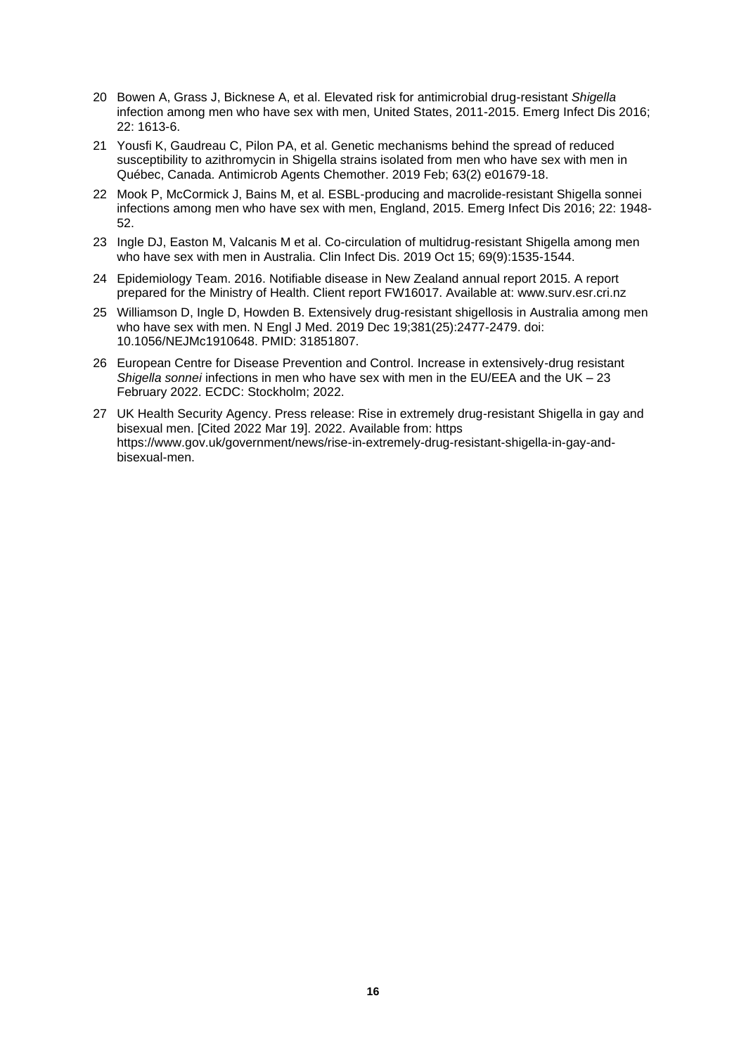20 Bowen A, Grass J, Bicknese A, et al. Elevated risk for antimicrobial drug-resistant *Shigella* infection among men who have sex with men, United States, 2011-2015. Emerg Infect Dis 2016; 22: 1613-6.

21 Yousfi K, Gaudreau C, Pilon PA, et al. Genetic mechanisms behind the spread of reduced susceptibility to azithromycin in Shigella strains isolated from men who have sex with men in Québec, Canada. Antimicrob Agents Chemother. 2019 Feb; 63(2) e01679-18.

22 Mook P, McCormick J, Bains M, et al. ESBL-producing and macrolide-resistant Shigella sonnei infections among men who have sex with men, England, 2015. Emerg Infect Dis 2016; 22: 1948-52.

23 Ingle DJ, Easton M, Valcanis M et al. Co-circulation of multidrug-resistant Shigella among men who have sex with men in Australia. Clin Infect Dis. 2019 Oct 15; 69(9):1535-1544.

24 Epidemiology Team. 2016. Notifiable disease in New Zealand annual report 2015. A report prepared for the Ministry of Health. Client report FW16017. Available at: www.surv.esr.cri.nz

25 Williamson D, Ingle D, Howden B. Extensively drug-resistant shigellosis in Australia among men who have sex with men. N Engl J Med. 2019 Dec 19;381(25):2477-2479. doi: 10.1056/NEJMc1910648. PMID: 31851807.

26 European Centre for Disease Prevention and Control. Increase in extensively-drug resistant *Shigella sonnei* infections in men who have sex with men in the EU/EEA and the UK – 23 February 2022. ECDC: Stockholm; 2022.

27 UK Health Security Agency. Press release: Rise in extremely drug-resistant Shigella in gay and bisexual men. [Cited 2022 Mar 19]. 2022. Available from: https https://www.gov.uk/government/news/rise-in-extremely-drug-resistant-shigella-in-gay-and-bisexual-men.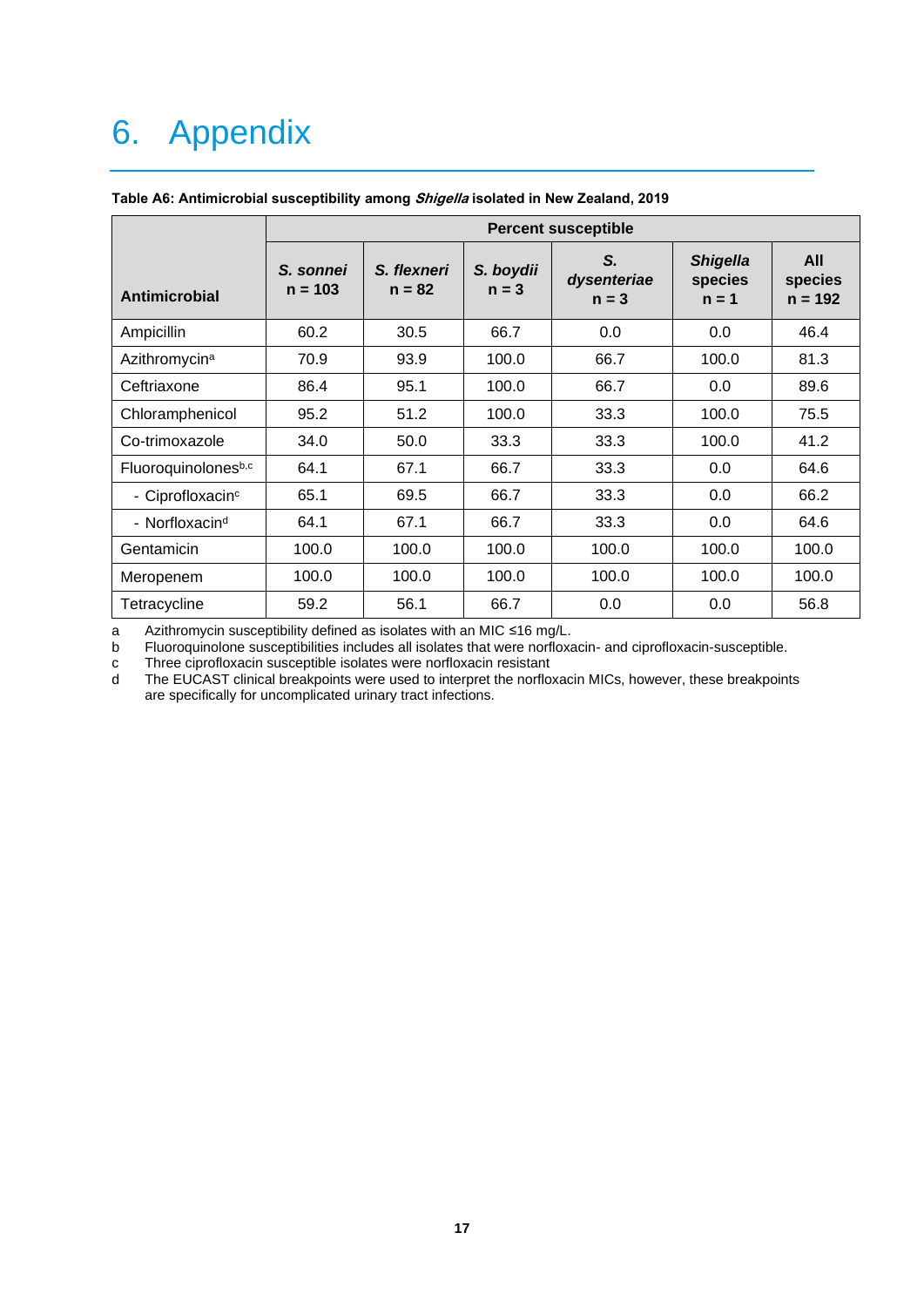# 6. Appendix

**Table A6: Antimicrobial susceptibility among *Shigella* isolated in New Zealand, 2019**

| Antimicrobial | Percent susceptible | | | | | |
|---|---|---|---|---|---|---|
| | *S. sonnei* n = 103 | *S. flexneri* n = 82 | *S. boydii* n = 3 | *S. dysenteriae* n = 3 | *Shigella* species n = 1 | All species n = 192 |
| Ampicillin | 60.2 | 30.5 | 66.7 | 0.0 | 0.0 | 46.4 |
| Azithromycin[a] | 70.9 | 93.9 | 100.0 | 66.7 | 100.0 | 81.3 |
| Ceftriaxone | 86.4 | 95.1 | 100.0 | 66.7 | 0.0 | 89.6 |
| Chloramphenicol | 95.2 | 51.2 | 100.0 | 33.3 | 100.0 | 75.5 |
| Co-trimoxazole | 34.0 | 50.0 | 33.3 | 33.3 | 100.0 | 41.2 |
| Fluoroquinolones[b,c] | 64.1 | 67.1 | 66.7 | 33.3 | 0.0 | 64.6 |
| - Ciprofloxacin[c] | 65.1 | 69.5 | 66.7 | 33.3 | 0.0 | 66.2 |
| - Norfloxacin[d] | 64.1 | 67.1 | 66.7 | 33.3 | 0.0 | 64.6 |
| Gentamicin | 100.0 | 100.0 | 100.0 | 100.0 | 100.0 | 100.0 |
| Meropenem | 100.0 | 100.0 | 100.0 | 100.0 | 100.0 | 100.0 |
| Tetracycline | 59.2 | 56.1 | 66.7 | 0.0 | 0.0 | 56.8 |

a Azithromycin susceptibility defined as isolates with an MIC ≤16 mg/L.

b Fluoroquinolone susceptibilities includes all isolates that were norfloxacin- and ciprofloxacin-susceptible.

c Three ciprofloxacin susceptible isolates were norfloxacin resistant

d The EUCAST clinical breakpoints were used to interpret the norfloxacin MICs, however, these breakpoints are specifically for uncomplicated urinary tract infections.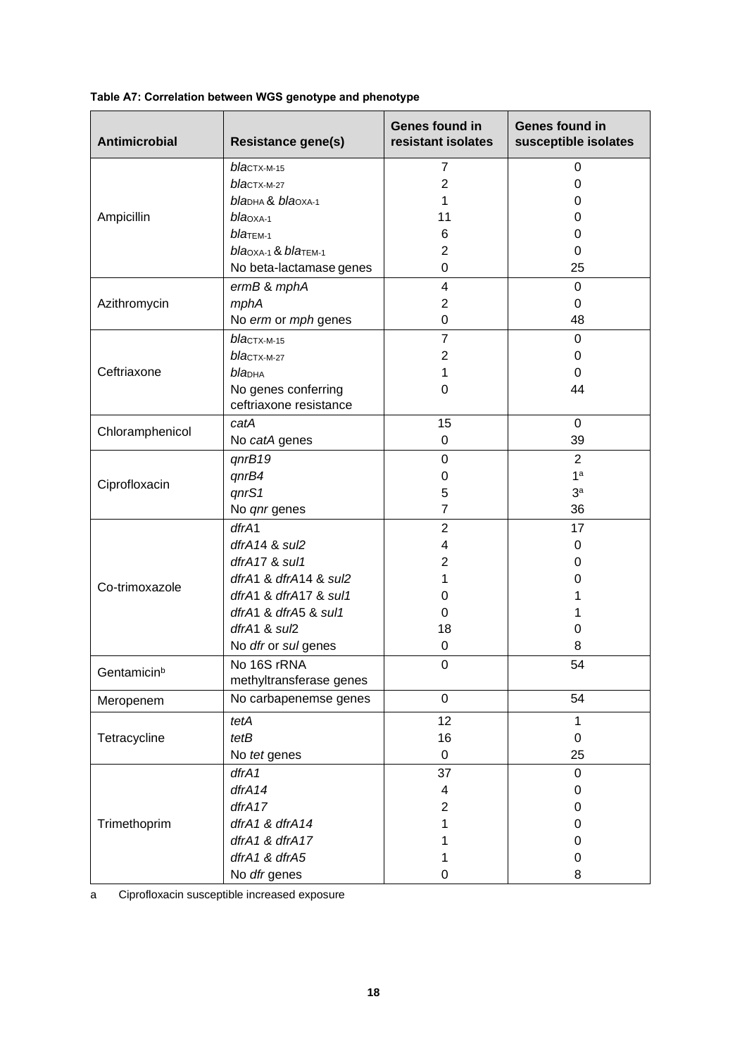**Table A7: Correlation between WGS genotype and phenotype**

| Antimicrobial | Resistance gene(s) | Genes found in resistant isolates | Genes found in susceptible isolates |
|---|---|---|---|
| Ampicillin | *bla*$_{CTX\text{-}M\text{-}15}$ | 7 | 0 |
| | *bla*$_{CTX\text{-}M\text{-}27}$ | 2 | 0 |
| | *bla*$_{DHA}$ & *bla*$_{OXA\text{-}1}$ | 1 | 0 |
| | *bla*$_{OXA\text{-}1}$ | 11 | 0 |
| | *bla*$_{TEM\text{-}1}$ | 6 | 0 |
| | *bla*$_{OXA\text{-}1}$ & *bla*$_{TEM\text{-}1}$ | 2 | 0 |
| | No beta-lactamase genes | 0 | 25 |
| Azithromycin | *ermB* & *mphA* | 4 | 0 |
| | *mphA* | 2 | 0 |
| | No *erm* or *mph* genes | 0 | 48 |
| Ceftriaxone | *bla*$_{CTX\text{-}M\text{-}15}$ | 7 | 0 |
| | *bla*$_{CTX\text{-}M\text{-}27}$ | 2 | 0 |
| | *bla*$_{DHA}$ | 1 | 0 |
| | No genes conferring ceftriaxone resistance | 0 | 44 |
| Chloramphenicol | *catA* | 15 | 0 |
| | No *catA* genes | 0 | 39 |
| Ciprofloxacin | *qnrB19* | 0 | 2 |
| | *qnrB4* | 0 | 1[a] |
| | *qnrS1* | 5 | 3[a] |
| | No *qnr* genes | 7 | 36 |
| Co-trimoxazole | *dfrA*1 | 2 | 17 |
| | *dfrA*14 & *sul2* | 4 | 0 |
| | *dfrA17* & *sul1* | 2 | 0 |
| | *dfrA*1 & *dfrA*14 & *sul2* | 1 | 0 |
| | *dfrA*1 & *dfrA*17 & *sul1* | 0 | 1 |
| | *dfrA*1 & *dfrA*5 & *sul1* | 0 | 1 |
| | *dfrA*1 & *sul*2 | 18 | 0 |
| | No *dfr* or *sul* genes | 0 | 8 |
| Gentamicin[b] | No 16S rRNA methyltransferase genes | 0 | 54 |
| Meropenem | No carbapenemse genes | 0 | 54 |
| Tetracycline | *tetA* | 12 | 1 |
| | *tetB* | 16 | 0 |
| | No *tet* genes | 0 | 25 |
| Trimethoprim | *dfrA1* | 37 | 0 |
| | *dfrA14* | 4 | 0 |
| | *dfrA17* | 2 | 0 |
| | *dfrA1* & *dfrA14* | 1 | 0 |
| | *dfrA1* & *dfrA17* | 1 | 0 |
| | *dfrA1* & *dfrA5* | 1 | 0 |
| | No *dfr* genes | 0 | 8 |

a Ciprofloxacin susceptible increased exposure